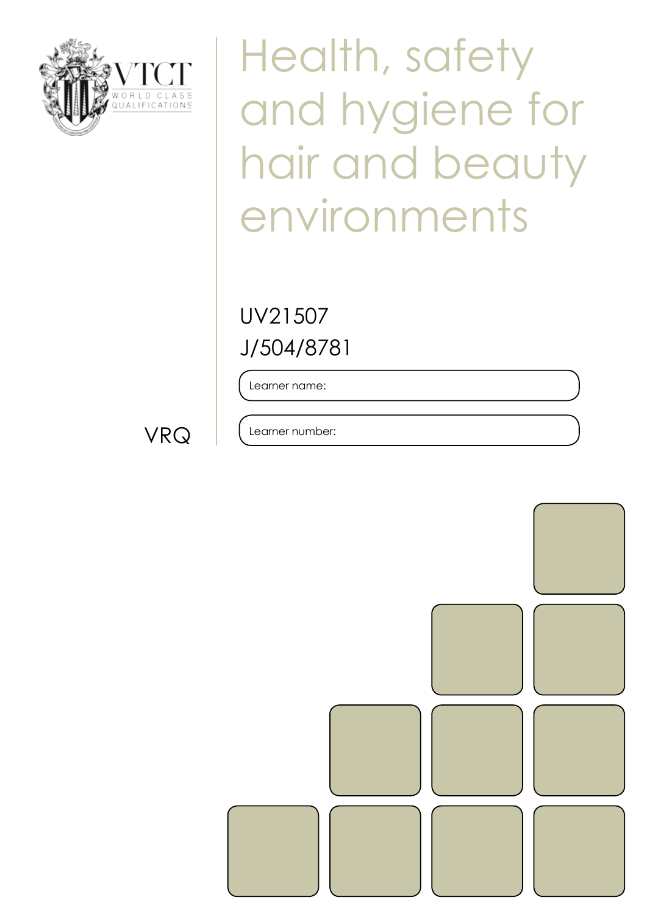VTCT

WORLD CLASS QUALIFICATIONS

# Health, safety and hygiene for hair and beauty environments

UV21507

J/504/8781

Learner name:

Learner number:

VRQ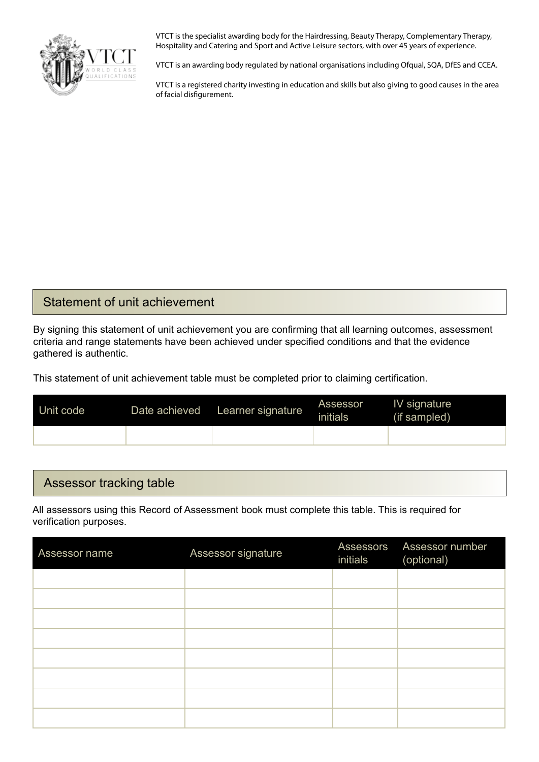VTCT is the specialist awarding body for the Hairdressing, Beauty Therapy, Complementary Therapy, Hospitality and Catering and Sport and Active Leisure sectors, with over 45 years of experience.

VTCT is an awarding body regulated by national organisations including Ofqual, SQA, DfES and CCEA.

VTCT is a registered charity investing in education and skills but also giving to good causes in the area of facial disfigurement.

## Statement of unit achievement

By signing this statement of unit achievement you are confirming that all learning outcomes, assessment criteria and range statements have been achieved under specified conditions and that the evidence gathered is authentic.

This statement of unit achievement table must be completed prior to claiming certification.

| Unit code | Date achieved | Learner signature | Assessor initials | IV signature (if sampled) |
|---|---|---|---|---|
| | | | | |

## Assessor tracking table

All assessors using this Record of Assessment book must complete this table. This is required for verification purposes.

| Assessor name | Assessor signature | Assessors initials | Assessor number (optional) |
|---|---|---|---|
| | | | |
| | | | |
| | | | |
| | | | |
| | | | |
| | | | |
| | | | |
| | | | |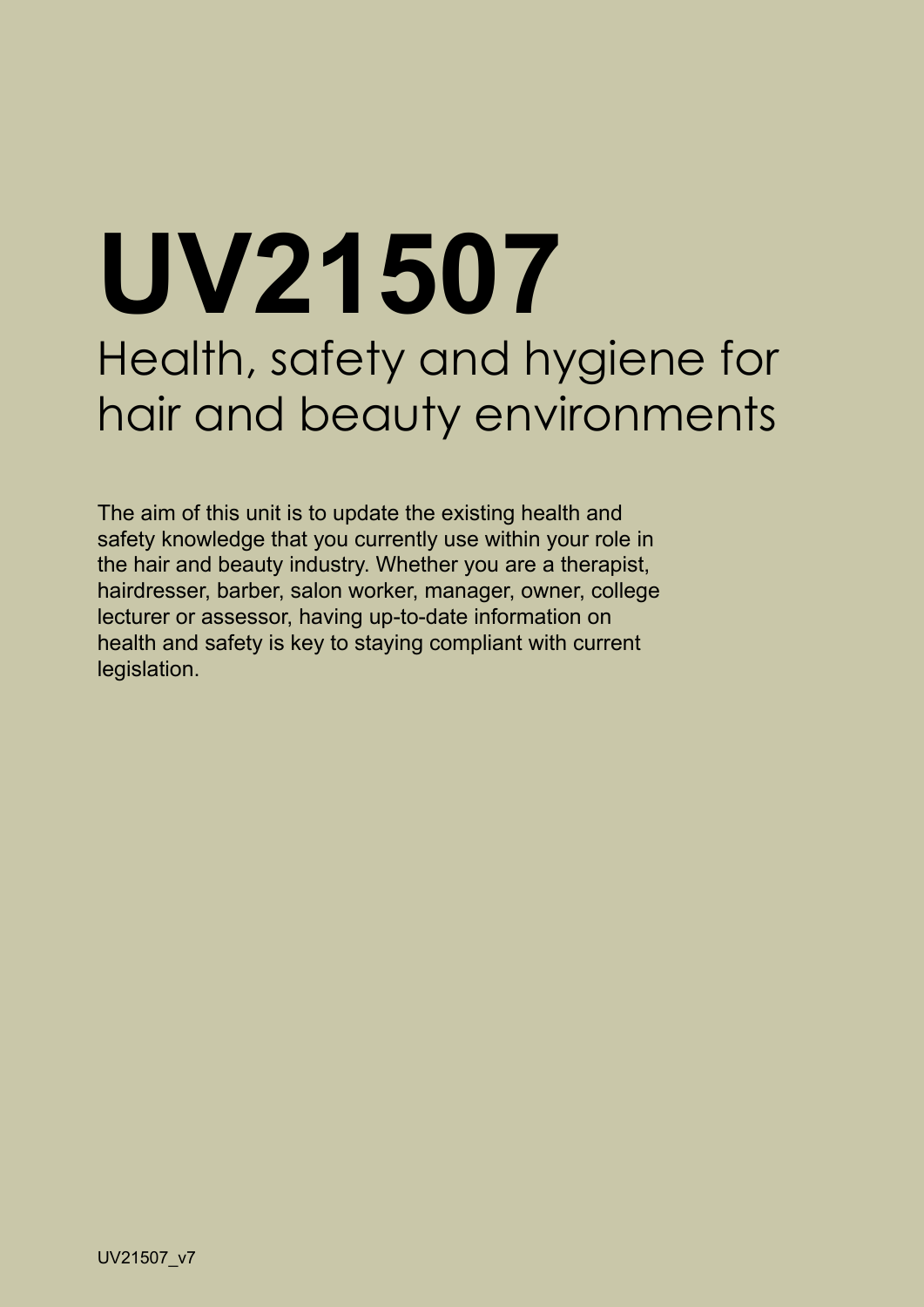# UV21507

## Health, safety and hygiene for hair and beauty environments

The aim of this unit is to update the existing health and safety knowledge that you currently use within your role in the hair and beauty industry. Whether you are a therapist, hairdresser, barber, salon worker, manager, owner, college lecturer or assessor, having up-to-date information on health and safety is key to staying compliant with current legislation.

UV21507_v7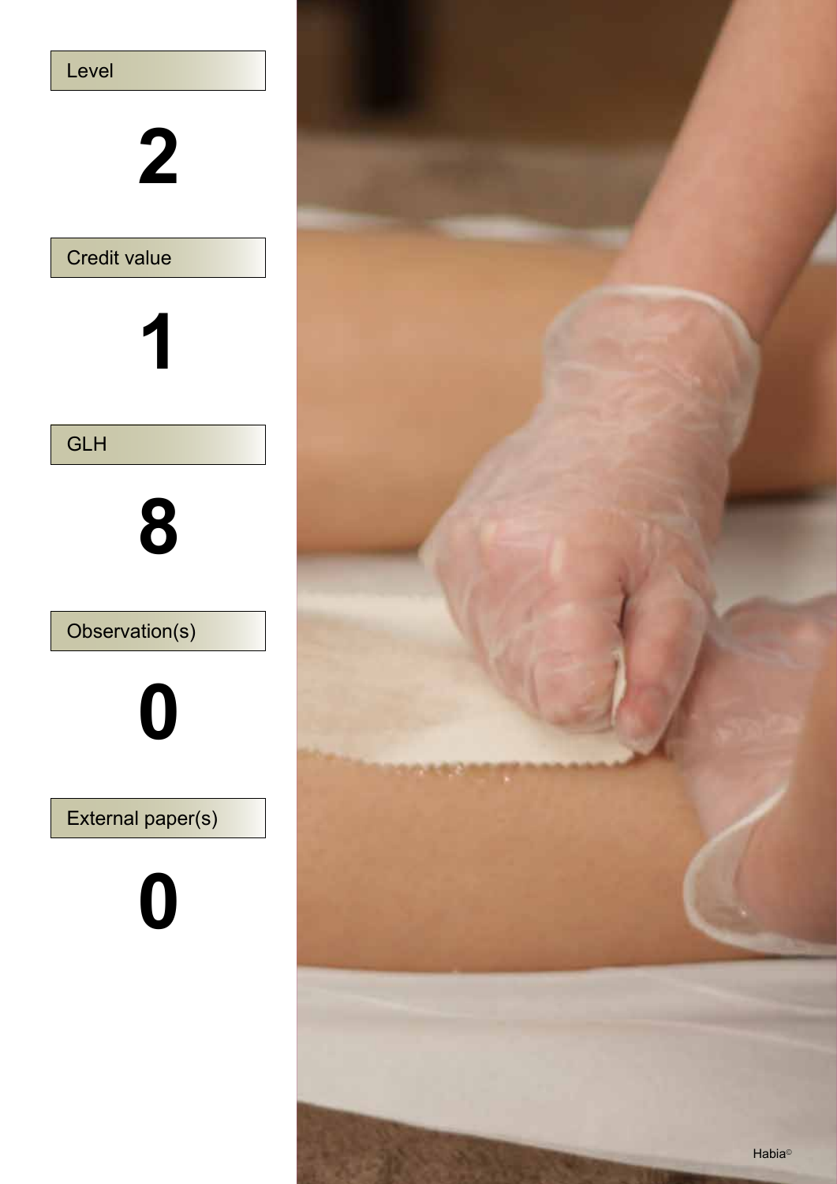Level

**2**

Credit value

**1**

GLH

**8**

Observation(s)

**0**

External paper(s)

**0**

Habia©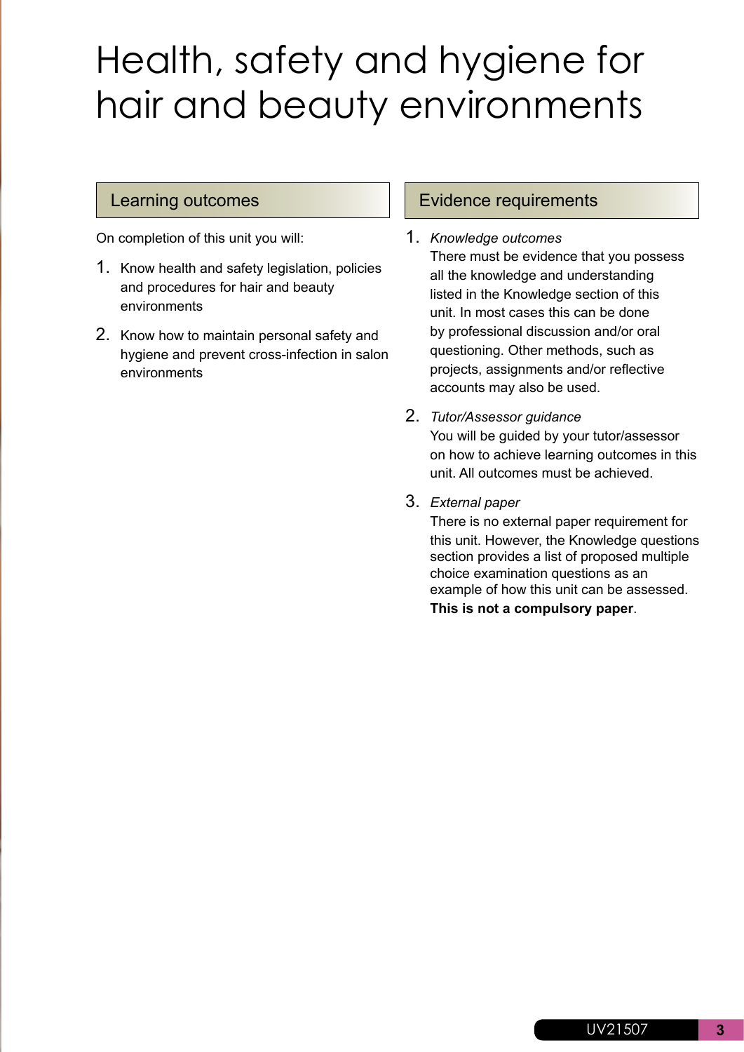# Health, safety and hygiene for hair and beauty environments

## Learning outcomes

On completion of this unit you will:

1. Know health and safety legislation, policies and procedures for hair and beauty environments
2. Know how to maintain personal safety and hygiene and prevent cross-infection in salon environments

## Evidence requirements

1. *Knowledge outcomes*
   There must be evidence that you possess all the knowledge and understanding listed in the Knowledge section of this unit. In most cases this can be done by professional discussion and/or oral questioning. Other methods, such as projects, assignments and/or reflective accounts may also be used.
2. *Tutor/Assessor guidance*
   You will be guided by your tutor/assessor on how to achieve learning outcomes in this unit. All outcomes must be achieved.
3. *External paper*
   There is no external paper requirement for this unit. However, the Knowledge questions section provides a list of proposed multiple choice examination questions as an example of how this unit can be assessed. **This is not a compulsory paper**.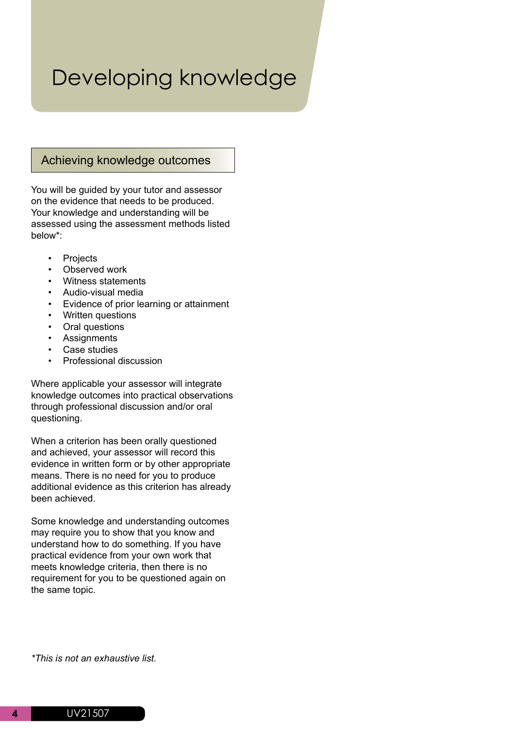# Developing knowledge

## Achieving knowledge outcomes

You will be guided by your tutor and assessor on the evidence that needs to be produced. Your knowledge and understanding will be assessed using the assessment methods listed below*:

- Projects
- Observed work
- Witness statements
- Audio-visual media
- Evidence of prior learning or attainment
- Written questions
- Oral questions
- Assignments
- Case studies
- Professional discussion

Where applicable your assessor will integrate knowledge outcomes into practical observations through professional discussion and/or oral questioning.

When a criterion has been orally questioned and achieved, your assessor will record this evidence in written form or by other appropriate means. There is no need for you to produce additional evidence as this criterion has already been achieved.

Some knowledge and understanding outcomes may require you to show that you know and understand how to do something. If you have practical evidence from your own work that meets knowledge criteria, then there is no requirement for you to be questioned again on the same topic.

*\*This is not an exhaustive list.*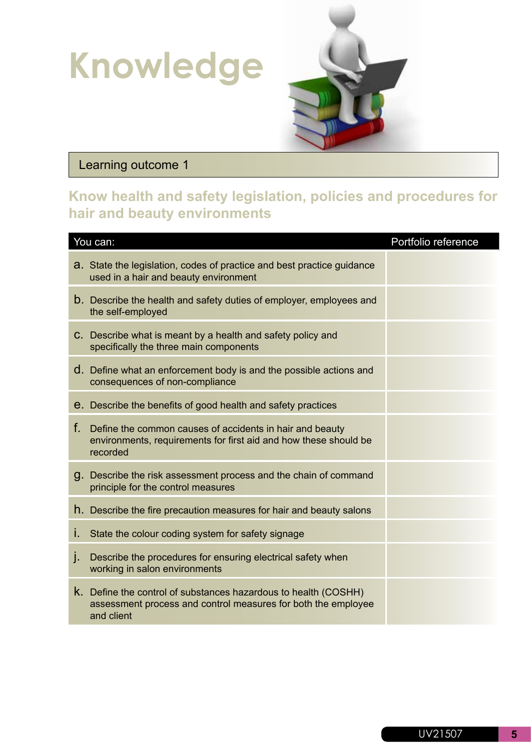# Knowledge

## Learning outcome 1

### Know health and safety legislation, policies and procedures for hair and beauty environments

| You can: | Portfolio reference |
|---|---|
| a. State the legislation, codes of practice and best practice guidance used in a hair and beauty environment | |
| b. Describe the health and safety duties of employer, employees and the self-employed | |
| c. Describe what is meant by a health and safety policy and specifically the three main components | |
| d. Define what an enforcement body is and the possible actions and consequences of non-compliance | |
| e. Describe the benefits of good health and safety practices | |
| f. Define the common causes of accidents in hair and beauty environments, requirements for first aid and how these should be recorded | |
| g. Describe the risk assessment process and the chain of command principle for the control measures | |
| h. Describe the fire precaution measures for hair and beauty salons | |
| i. State the colour coding system for safety signage | |
| j. Describe the procedures for ensuring electrical safety when working in salon environments | |
| k. Define the control of substances hazardous to health (COSHH) assessment process and control measures for both the employee and client | |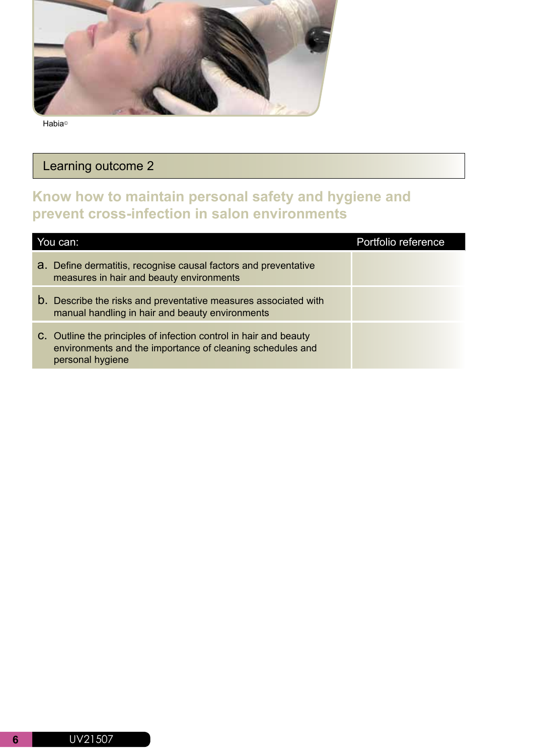Habia©

## Learning outcome 2

### Know how to maintain personal safety and hygiene and prevent cross-infection in salon environments

| You can: | Portfolio reference |
| --- | --- |
| a. Define dermatitis, recognise causal factors and preventative measures in hair and beauty environments | |
| b. Describe the risks and preventative measures associated with manual handling in hair and beauty environments | |
| c. Outline the principles of infection control in hair and beauty environments and the importance of cleaning schedules and personal hygiene | |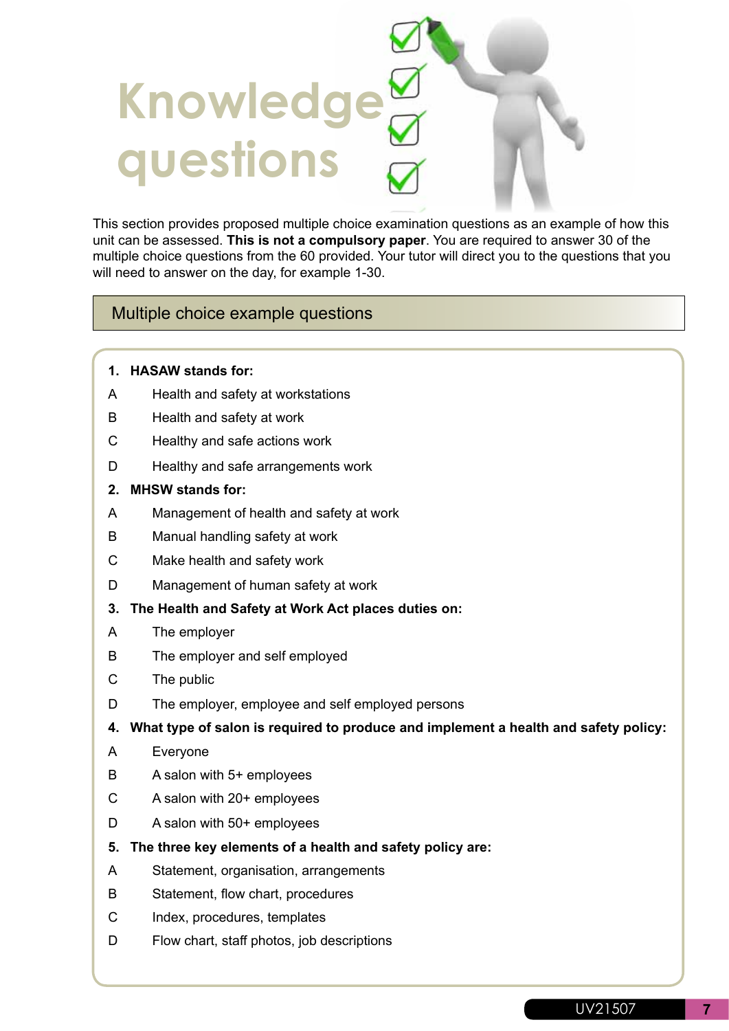# Knowledge questions

This section provides proposed multiple choice examination questions as an example of how this unit can be assessed. **This is not a compulsory paper**. You are required to answer 30 of the multiple choice questions from the 60 provided. Your tutor will direct you to the questions that you will need to answer on the day, for example 1-30.

## Multiple choice example questions

**1. HASAW stands for:**

A Health and safety at workstations

B Health and safety at work

C Healthy and safe actions work

D Healthy and safe arrangements work

**2. MHSW stands for:**

A Management of health and safety at work

B Manual handling safety at work

C Make health and safety work

D Management of human safety at work

**3. The Health and Safety at Work Act places duties on:**

A The employer

B The employer and self employed

C The public

D The employer, employee and self employed persons

**4. What type of salon is required to produce and implement a health and safety policy:**

A Everyone

B A salon with 5+ employees

C A salon with 20+ employees

D A salon with 50+ employees

**5. The three key elements of a health and safety policy are:**

A Statement, organisation, arrangements

B Statement, flow chart, procedures

C Index, procedures, templates

D Flow chart, staff photos, job descriptions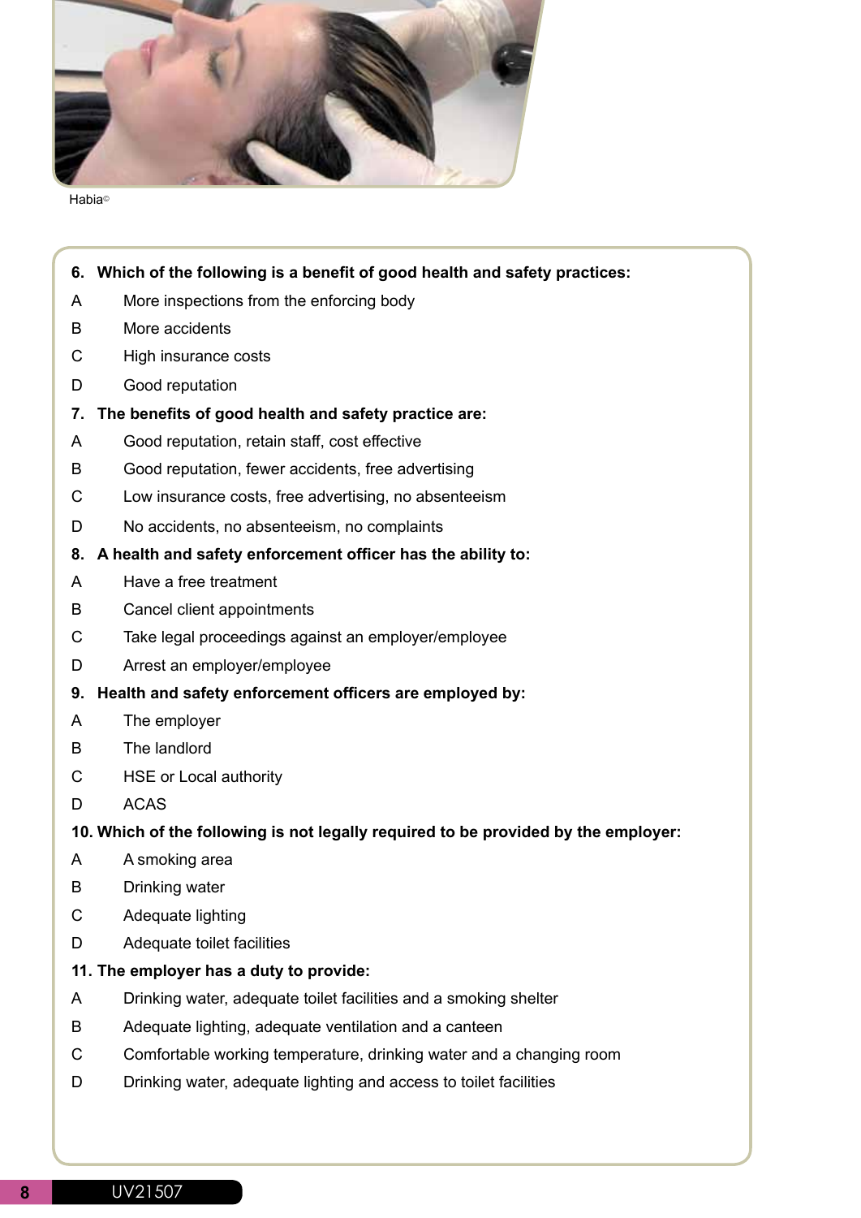Habia©

**6. Which of the following is a benefit of good health and safety practices:**

A More inspections from the enforcing body

B More accidents

C High insurance costs

D Good reputation

**7. The benefits of good health and safety practice are:**

A Good reputation, retain staff, cost effective

B Good reputation, fewer accidents, free advertising

C Low insurance costs, free advertising, no absenteeism

D No accidents, no absenteeism, no complaints

**8. A health and safety enforcement officer has the ability to:**

A Have a free treatment

B Cancel client appointments

C Take legal proceedings against an employer/employee

D Arrest an employer/employee

**9. Health and safety enforcement officers are employed by:**

A The employer

B The landlord

C HSE or Local authority

D ACAS

**10. Which of the following is not legally required to be provided by the employer:**

A A smoking area

B Drinking water

C Adequate lighting

D Adequate toilet facilities

**11. The employer has a duty to provide:**

A Drinking water, adequate toilet facilities and a smoking shelter

B Adequate lighting, adequate ventilation and a canteen

C Comfortable working temperature, drinking water and a changing room

D Drinking water, adequate lighting and access to toilet facilities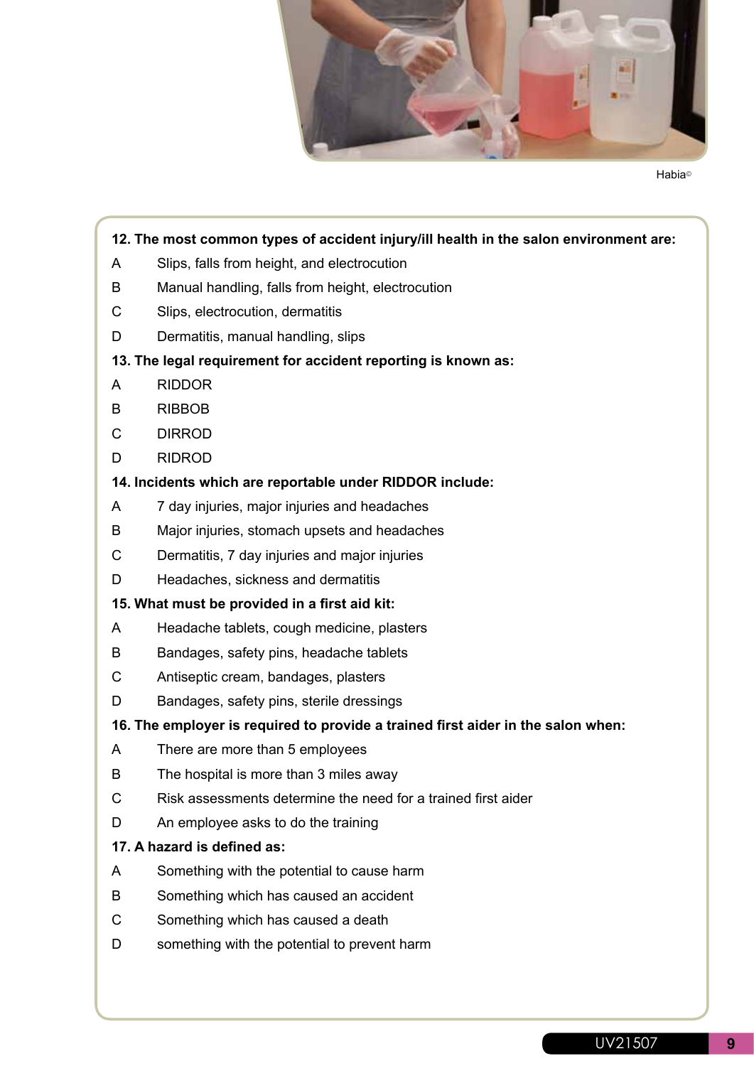Habia©

**12. The most common types of accident injury/ill health in the salon environment are:**

A Slips, falls from height, and electrocution

B Manual handling, falls from height, electrocution

C Slips, electrocution, dermatitis

D Dermatitis, manual handling, slips

**13. The legal requirement for accident reporting is known as:**

A RIDDOR

B RIBBOB

C DIRROD

D RIDROD

**14. Incidents which are reportable under RIDDOR include:**

A 7 day injuries, major injuries and headaches

B Major injuries, stomach upsets and headaches

C Dermatitis, 7 day injuries and major injuries

D Headaches, sickness and dermatitis

**15. What must be provided in a first aid kit:**

A Headache tablets, cough medicine, plasters

B Bandages, safety pins, headache tablets

C Antiseptic cream, bandages, plasters

D Bandages, safety pins, sterile dressings

**16. The employer is required to provide a trained first aider in the salon when:**

A There are more than 5 employees

B The hospital is more than 3 miles away

C Risk assessments determine the need for a trained first aider

D An employee asks to do the training

**17. A hazard is defined as:**

A Something with the potential to cause harm

B Something which has caused an accident

C Something which has caused a death

D something with the potential to prevent harm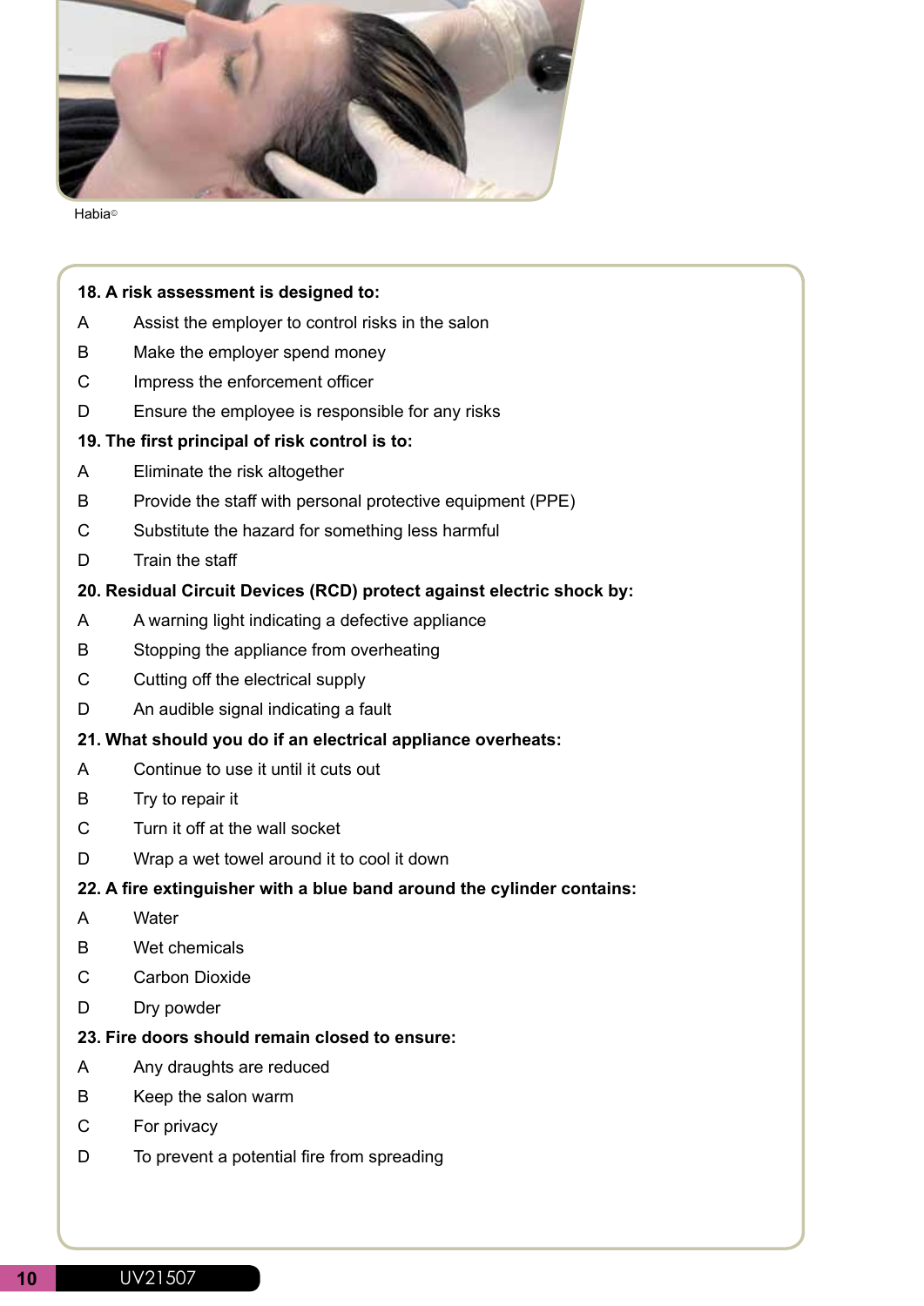Habia©

**18. A risk assessment is designed to:**

A Assist the employer to control risks in the salon

B Make the employer spend money

C Impress the enforcement officer

D Ensure the employee is responsible for any risks

**19. The first principal of risk control is to:**

A Eliminate the risk altogether

B Provide the staff with personal protective equipment (PPE)

C Substitute the hazard for something less harmful

D Train the staff

**20. Residual Circuit Devices (RCD) protect against electric shock by:**

A A warning light indicating a defective appliance

B Stopping the appliance from overheating

C Cutting off the electrical supply

D An audible signal indicating a fault

**21. What should you do if an electrical appliance overheats:**

A Continue to use it until it cuts out

B Try to repair it

C Turn it off at the wall socket

D Wrap a wet towel around it to cool it down

**22. A fire extinguisher with a blue band around the cylinder contains:**

A Water

B Wet chemicals

C Carbon Dioxide

D Dry powder

**23. Fire doors should remain closed to ensure:**

A Any draughts are reduced

B Keep the salon warm

C For privacy

D To prevent a potential fire from spreading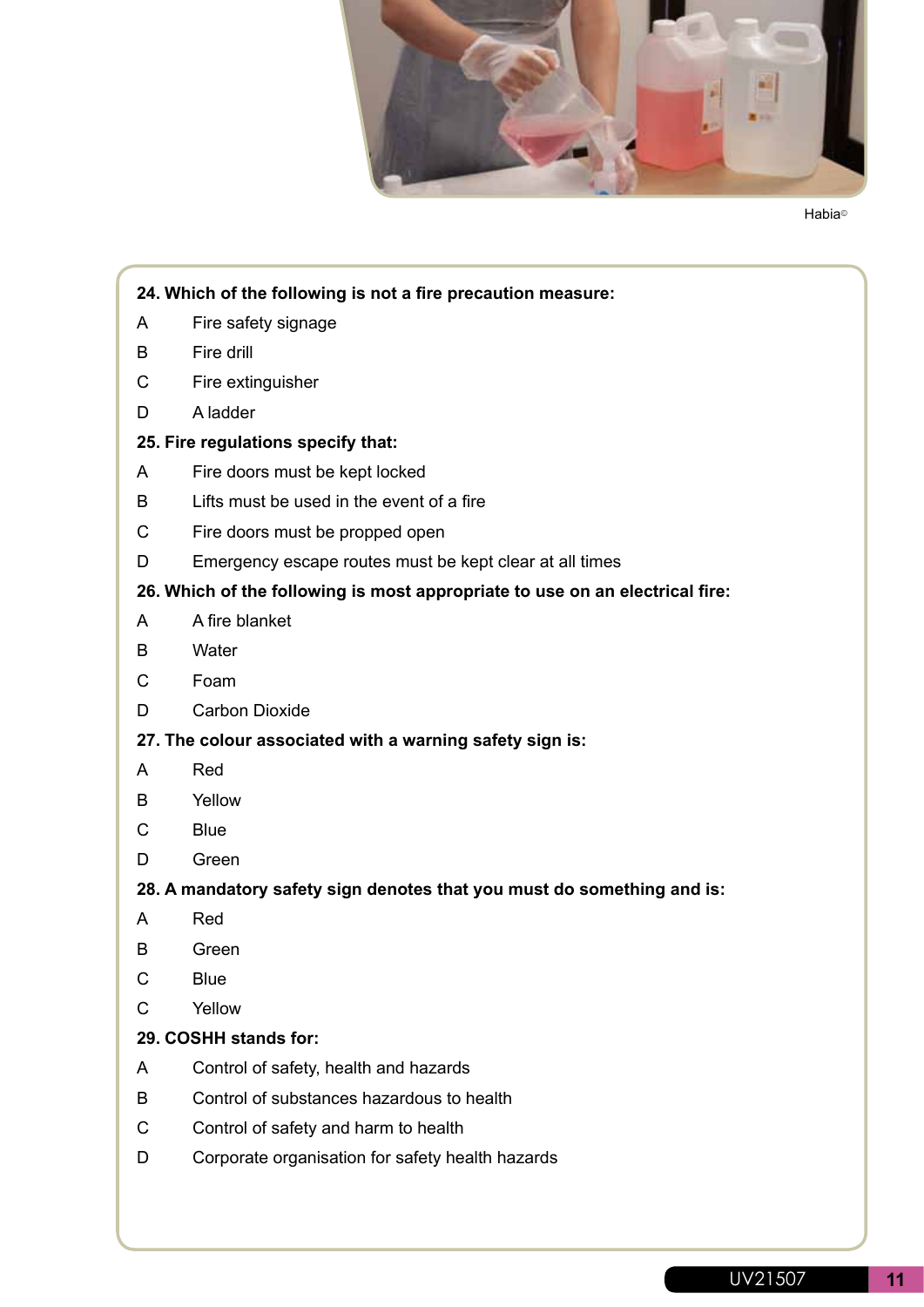Habia©

**24. Which of the following is not a fire precaution measure:**

A Fire safety signage

B Fire drill

C Fire extinguisher

D A ladder

**25. Fire regulations specify that:**

A Fire doors must be kept locked

B Lifts must be used in the event of a fire

C Fire doors must be propped open

D Emergency escape routes must be kept clear at all times

**26. Which of the following is most appropriate to use on an electrical fire:**

A A fire blanket

B Water

C Foam

D Carbon Dioxide

**27. The colour associated with a warning safety sign is:**

A Red

B Yellow

C Blue

D Green

**28. A mandatory safety sign denotes that you must do something and is:**

A Red

B Green

C Blue

C Yellow

**29. COSHH stands for:**

A Control of safety, health and hazards

B Control of substances hazardous to health

C Control of safety and harm to health

D Corporate organisation for safety health hazards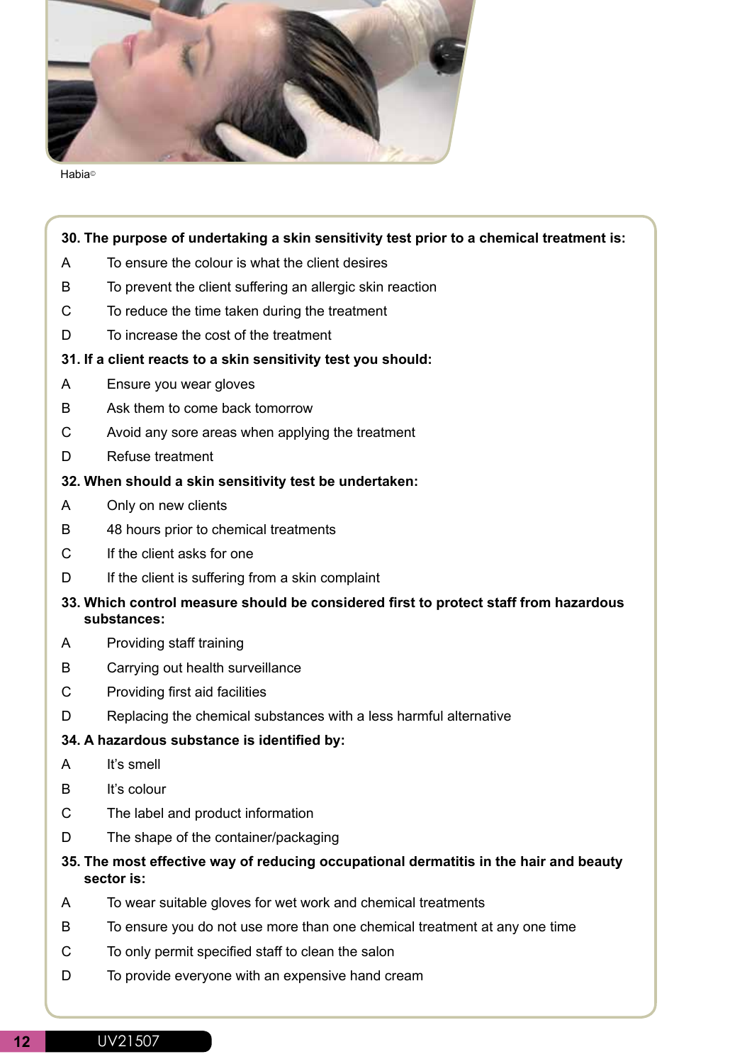Habia©

**30. The purpose of undertaking a skin sensitivity test prior to a chemical treatment is:**

A To ensure the colour is what the client desires

B To prevent the client suffering an allergic skin reaction

C To reduce the time taken during the treatment

D To increase the cost of the treatment

**31. If a client reacts to a skin sensitivity test you should:**

A Ensure you wear gloves

B Ask them to come back tomorrow

C Avoid any sore areas when applying the treatment

D Refuse treatment

**32. When should a skin sensitivity test be undertaken:**

A Only on new clients

B 48 hours prior to chemical treatments

C If the client asks for one

D If the client is suffering from a skin complaint

**33. Which control measure should be considered first to protect staff from hazardous substances:**

A Providing staff training

B Carrying out health surveillance

C Providing first aid facilities

D Replacing the chemical substances with a less harmful alternative

**34. A hazardous substance is identified by:**

A It's smell

B It's colour

C The label and product information

D The shape of the container/packaging

**35. The most effective way of reducing occupational dermatitis in the hair and beauty sector is:**

A To wear suitable gloves for wet work and chemical treatments

B To ensure you do not use more than one chemical treatment at any one time

C To only permit specified staff to clean the salon

D To provide everyone with an expensive hand cream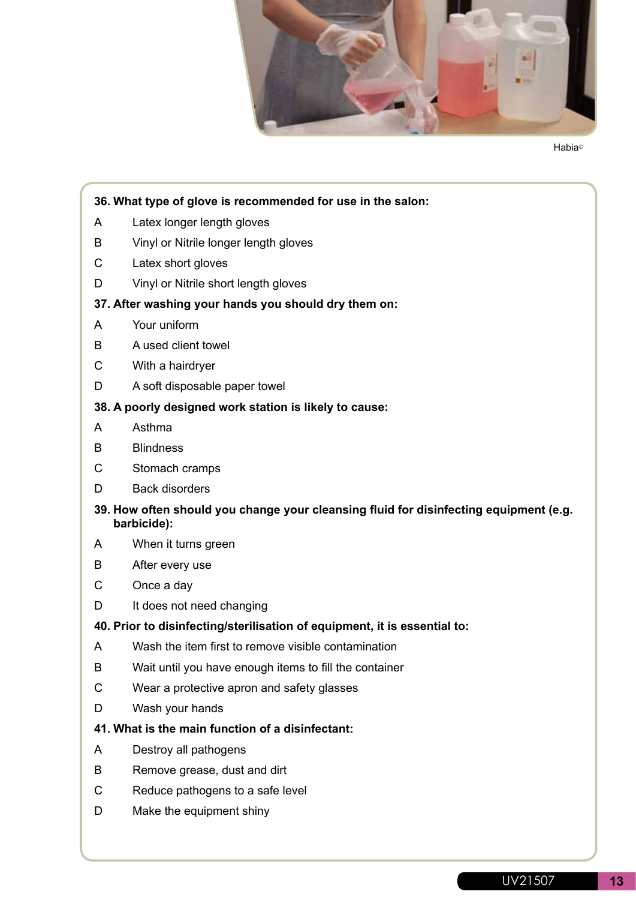Habia©

**36. What type of glove is recommended for use in the salon:**

A Latex longer length gloves

B Vinyl or Nitrile longer length gloves

C Latex short gloves

D Vinyl or Nitrile short length gloves

**37. After washing your hands you should dry them on:**

A Your uniform

B A used client towel

C With a hairdryer

D A soft disposable paper towel

**38. A poorly designed work station is likely to cause:**

A Asthma

B Blindness

C Stomach cramps

D Back disorders

**39. How often should you change your cleansing fluid for disinfecting equipment (e.g. barbicide):**

A When it turns green

B After every use

C Once a day

D It does not need changing

**40. Prior to disinfecting/sterilisation of equipment, it is essential to:**

A Wash the item first to remove visible contamination

B Wait until you have enough items to fill the container

C Wear a protective apron and safety glasses

D Wash your hands

**41. What is the main function of a disinfectant:**

A Destroy all pathogens

B Remove grease, dust and dirt

C Reduce pathogens to a safe level

D Make the equipment shiny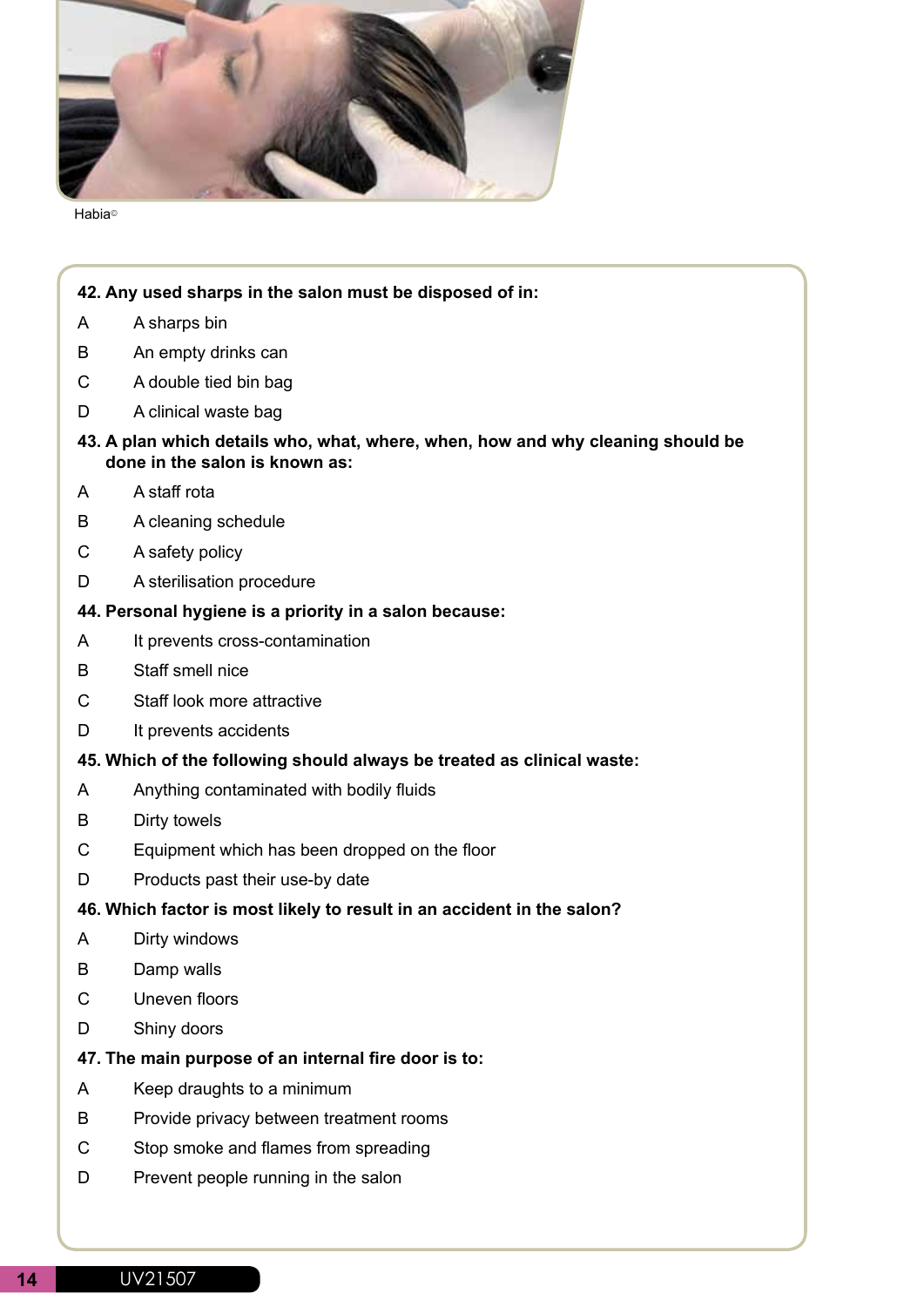Habia©

**42. Any used sharps in the salon must be disposed of in:**

A A sharps bin

B An empty drinks can

C A double tied bin bag

D A clinical waste bag

**43. A plan which details who, what, where, when, how and why cleaning should be done in the salon is known as:**

A A staff rota

B A cleaning schedule

C A safety policy

D A sterilisation procedure

**44. Personal hygiene is a priority in a salon because:**

A It prevents cross-contamination

B Staff smell nice

C Staff look more attractive

D It prevents accidents

**45. Which of the following should always be treated as clinical waste:**

A Anything contaminated with bodily fluids

B Dirty towels

C Equipment which has been dropped on the floor

D Products past their use-by date

**46. Which factor is most likely to result in an accident in the salon?**

A Dirty windows

B Damp walls

C Uneven floors

D Shiny doors

**47. The main purpose of an internal fire door is to:**

A Keep draughts to a minimum

B Provide privacy between treatment rooms

C Stop smoke and flames from spreading

D Prevent people running in the salon

UV21507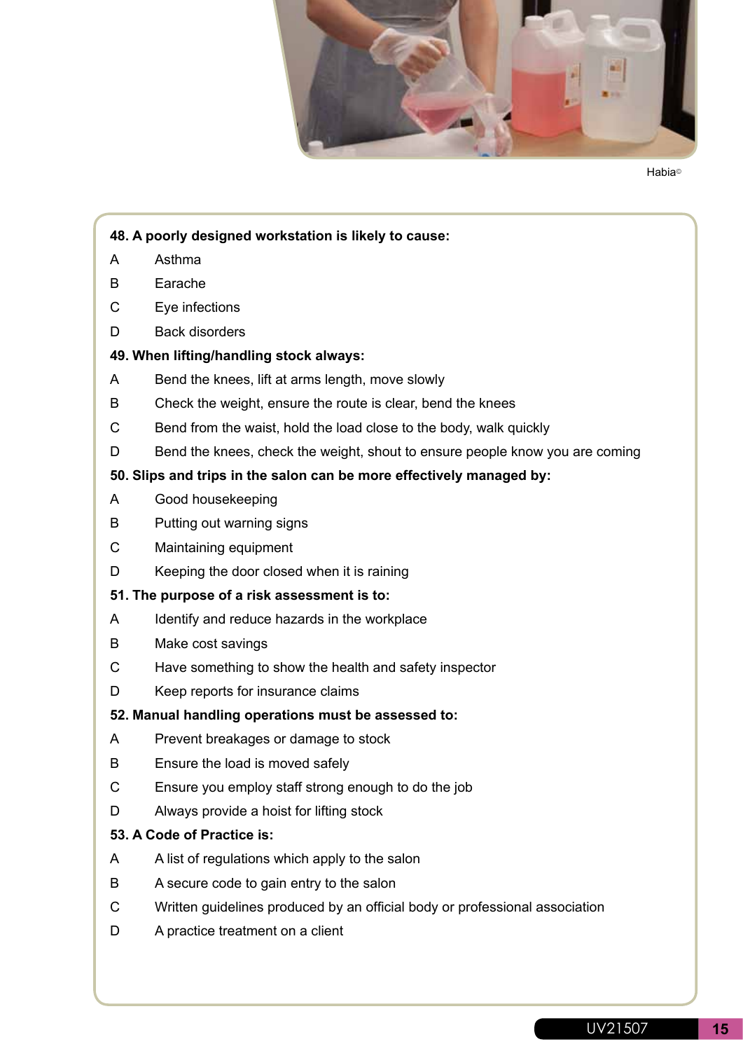Habia©

**48. A poorly designed workstation is likely to cause:**

A Asthma

B Earache

C Eye infections

D Back disorders

**49. When lifting/handling stock always:**

A Bend the knees, lift at arms length, move slowly

B Check the weight, ensure the route is clear, bend the knees

C Bend from the waist, hold the load close to the body, walk quickly

D Bend the knees, check the weight, shout to ensure people know you are coming

**50. Slips and trips in the salon can be more effectively managed by:**

A Good housekeeping

B Putting out warning signs

C Maintaining equipment

D Keeping the door closed when it is raining

**51. The purpose of a risk assessment is to:**

A Identify and reduce hazards in the workplace

B Make cost savings

C Have something to show the health and safety inspector

D Keep reports for insurance claims

**52. Manual handling operations must be assessed to:**

A Prevent breakages or damage to stock

B Ensure the load is moved safely

C Ensure you employ staff strong enough to do the job

D Always provide a hoist for lifting stock

**53. A Code of Practice is:**

A A list of regulations which apply to the salon

B A secure code to gain entry to the salon

C Written guidelines produced by an official body or professional association

D A practice treatment on a client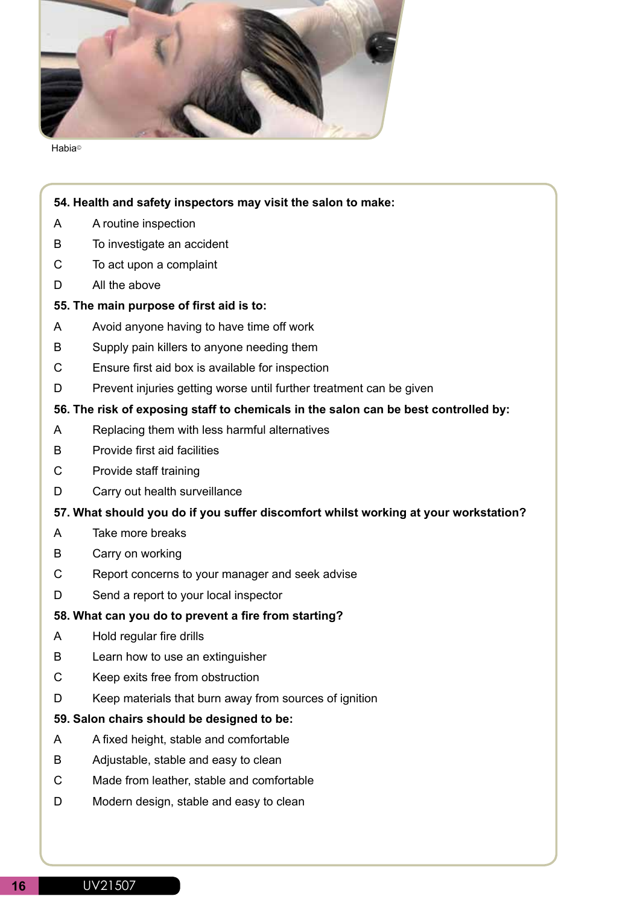Habia©

**54. Health and safety inspectors may visit the salon to make:**

A A routine inspection

B To investigate an accident

C To act upon a complaint

D All the above

**55. The main purpose of first aid is to:**

A Avoid anyone having to have time off work

B Supply pain killers to anyone needing them

C Ensure first aid box is available for inspection

D Prevent injuries getting worse until further treatment can be given

**56. The risk of exposing staff to chemicals in the salon can be best controlled by:**

A Replacing them with less harmful alternatives

B Provide first aid facilities

C Provide staff training

D Carry out health surveillance

**57. What should you do if you suffer discomfort whilst working at your workstation?**

A Take more breaks

B Carry on working

C Report concerns to your manager and seek advise

D Send a report to your local inspector

**58. What can you do to prevent a fire from starting?**

A Hold regular fire drills

B Learn how to use an extinguisher

C Keep exits free from obstruction

D Keep materials that burn away from sources of ignition

**59. Salon chairs should be designed to be:**

A A fixed height, stable and comfortable

B Adjustable, stable and easy to clean

C Made from leather, stable and comfortable

D Modern design, stable and easy to clean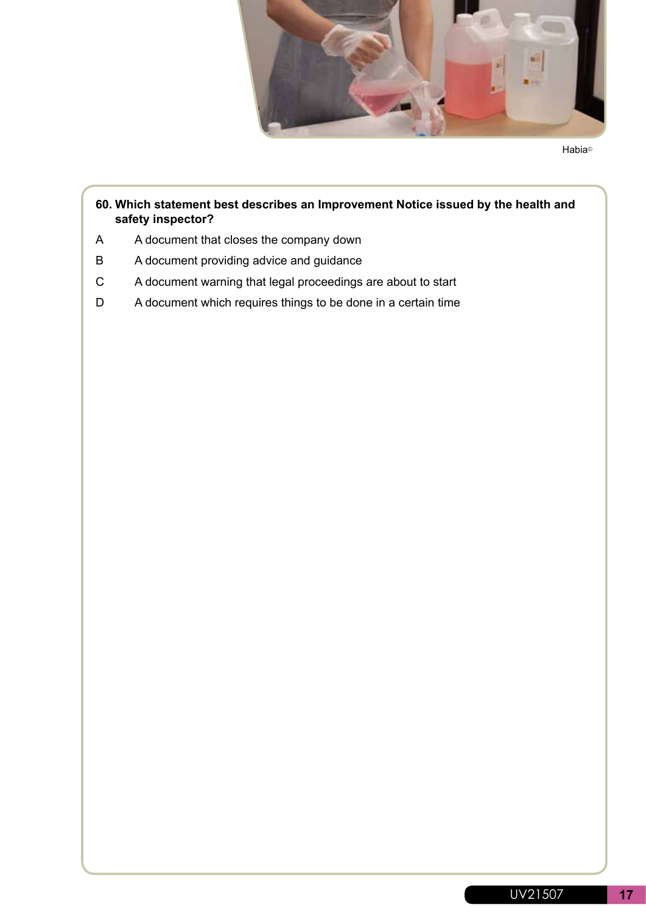Habia©

**60. Which statement best describes an Improvement Notice issued by the health and safety inspector?**

A A document that closes the company down

B A document providing advice and guidance

C A document warning that legal proceedings are about to start

D A document which requires things to be done in a certain time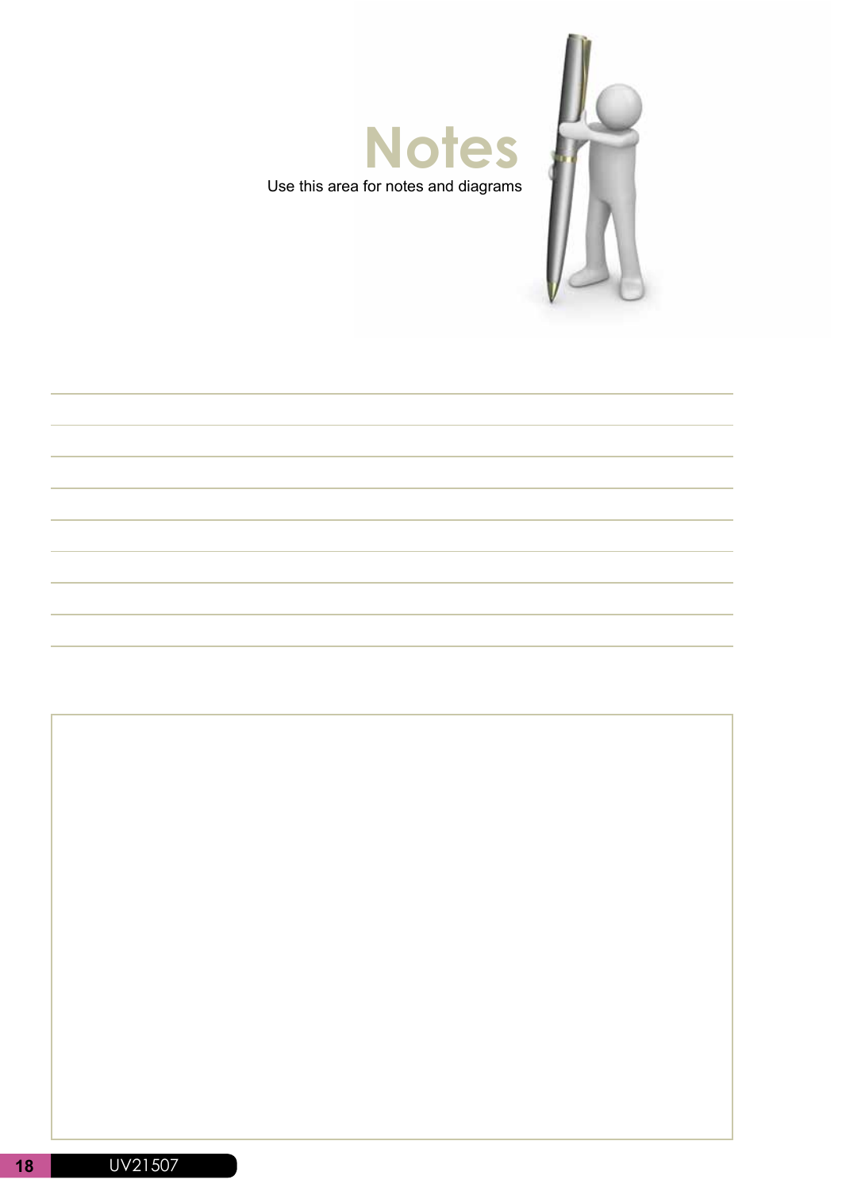# Notes

Use this area for notes and diagrams